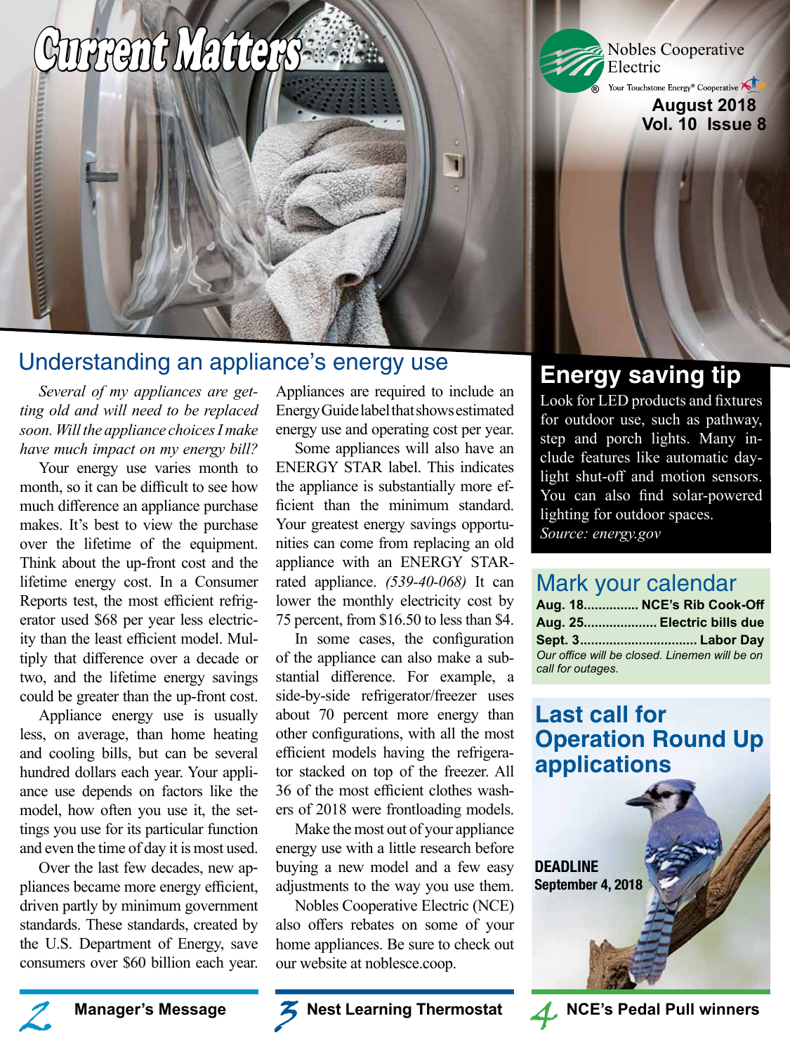# Current Matters

Nobles Cooperative Electric

Your Touchstone Energy® Cooperative

August 2018
Vol. 10 Issue 8

## Understanding an appliance's energy use

*Several of my appliances are getting old and will need to be replaced soon. Will the appliance choices I make have much impact on my energy bill?*

Your energy use varies month to month, so it can be difficult to see how much difference an appliance purchase makes. It's best to view the purchase over the lifetime of the equipment. Think about the up-front cost and the lifetime energy cost. In a Consumer Reports test, the most efficient refrigerator used $68 per year less electricity than the least efficient model. Multiply that difference over a decade or two, and the lifetime energy savings could be greater than the up-front cost.

Appliance energy use is usually less, on average, than home heating and cooling bills, but can be several hundred dollars each year. Your appliance use depends on factors like the model, how often you use it, the settings you use for its particular function and even the time of day it is most used.

Over the last few decades, new appliances became more energy efficient, driven partly by minimum government standards. These standards, created by the U.S. Department of Energy, save consumers over $60 billion each year. Appliances are required to include an EnergyGuide label that shows estimated energy use and operating cost per year.

Some appliances will also have an ENERGY STAR label. This indicates the appliance is substantially more efficient than the minimum standard. Your greatest energy savings opportunities can come from replacing an old appliance with an ENERGY STAR-rated appliance. *(539-40-068)* It can lower the monthly electricity cost by 75 percent, from $16.50 to less than $4.

In some cases, the configuration of the appliance can also make a substantial difference. For example, a side-by-side refrigerator/freezer uses about 70 percent more energy than other configurations, with all the most efficient models having the refrigerator stacked on top of the freezer. All 36 of the most efficient clothes washers of 2018 were frontloading models.

Make the most out of your appliance energy use with a little research before buying a new model and a few easy adjustments to the way you use them.

Nobles Cooperative Electric (NCE) also offers rebates on some of your home appliances. Be sure to check out our website at noblesce.coop.

## Energy saving tip

Look for LED products and fixtures for outdoor use, such as pathway, step and porch lights. Many include features like automatic daylight shut-off and motion sensors. You can also find solar-powered lighting for outdoor spaces.
*Source: energy.gov*

## Mark your calendar

**Aug. 18............... NCE's Rib Cook-Off**
**Aug. 25.................... Electric bills due**
**Sept. 3............................... Labor Day**
*Our office will be closed. Linemen will be on call for outages.*

## Last call for Operation Round Up applications

**DEADLINE**
**September 4, 2018**

---

2 **Manager's Message**

3 **Nest Learning Thermostat**

4 **NCE's Pedal Pull winners**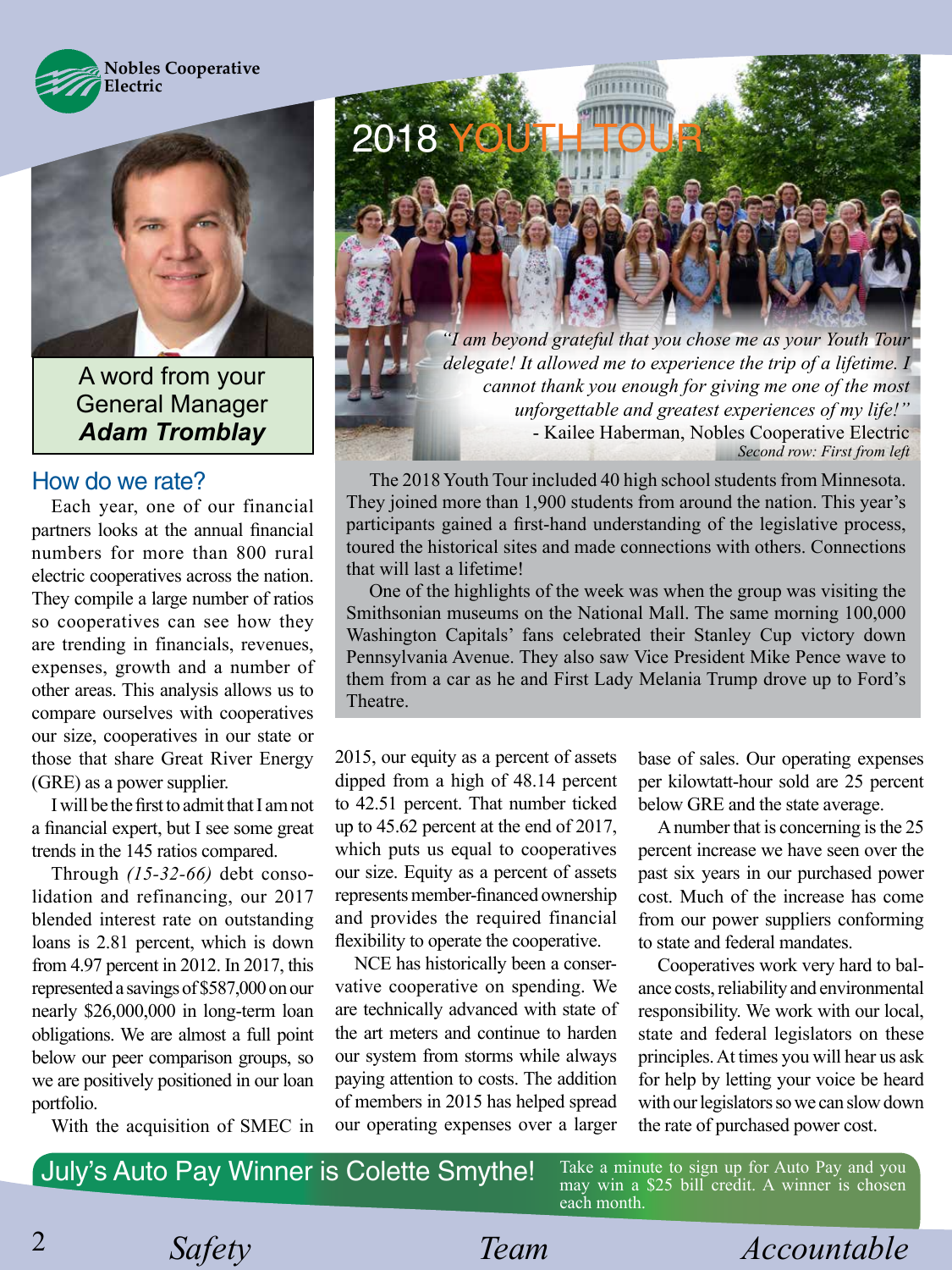Nobles Cooperative Electric

## A word from your General Manager ***Adam Tromblay***

### How do we rate?

Each year, one of our financial partners looks at the annual financial numbers for more than 800 rural electric cooperatives across the nation. They compile a large number of ratios so cooperatives can see how they are trending in financials, revenues, expenses, growth and a number of other areas. This analysis allows us to compare ourselves with cooperatives our size, cooperatives in our state or those that share Great River Energy (GRE) as a power supplier.

I will be the first to admit that I am not a financial expert, but I see some great trends in the 145 ratios compared.

Through *(15-32-66)* debt consolidation and refinancing, our 2017 blended interest rate on outstanding loans is 2.81 percent, which is down from 4.97 percent in 2012. In 2017, this represented a savings of $587,000 on our nearly $26,000,000 in long-term loan obligations. We are almost a full point below our peer comparison groups, so we are positively positioned in our loan portfolio.

With the acquisition of SMEC in 2015, our equity as a percent of assets dipped from a high of 48.14 percent to 42.51 percent. That number ticked up to 45.62 percent at the end of 2017, which puts us equal to cooperatives our size. Equity as a percent of assets represents member-financed ownership and provides the required financial flexibility to operate the cooperative.

NCE has historically been a conservative cooperative on spending. We are technically advanced with state of the art meters and continue to harden our system from storms while always paying attention to costs. The addition of members in 2015 has helped spread our operating expenses over a larger base of sales. Our operating expenses per kilowatt-hour sold are 25 percent below GRE and the state average.

A number that is concerning is the 25 percent increase we have seen over the past six years in our purchased power cost. Much of the increase has come from our power suppliers conforming to state and federal mandates.

Cooperatives work very hard to balance costs, reliability and environmental responsibility. We work with our local, state and federal legislators on these principles. At times you will hear us ask for help by letting your voice be heard with our legislators so we can slow down the rate of purchased power cost.

## 2018 YOUTH TOUR

*"I am beyond grateful that you chose me as your Youth Tour delegate! It allowed me to experience the trip of a lifetime. I cannot thank you enough for giving me one of the most unforgettable and greatest experiences of my life!"*
- Kailee Haberman, Nobles Cooperative Electric
*Second row: First from left*

The 2018 Youth Tour included 40 high school students from Minnesota. They joined more than 1,900 students from around the nation. This year's participants gained a first-hand understanding of the legislative process, toured the historical sites and made connections with others. Connections that will last a lifetime!

One of the highlights of the week was when the group was visiting the Smithsonian museums on the National Mall. The same morning 100,000 Washington Capitals' fans celebrated their Stanley Cup victory down Pennsylvania Avenue. They also saw Vice President Mike Pence wave to them from a car as he and First Lady Melania Trump drove up to Ford's Theatre.

## July's Auto Pay Winner is Colette Smythe!

Take a minute to sign up for Auto Pay and you may win a $25 bill credit. A winner is chosen each month.

*Safety* *Team* *Accountable*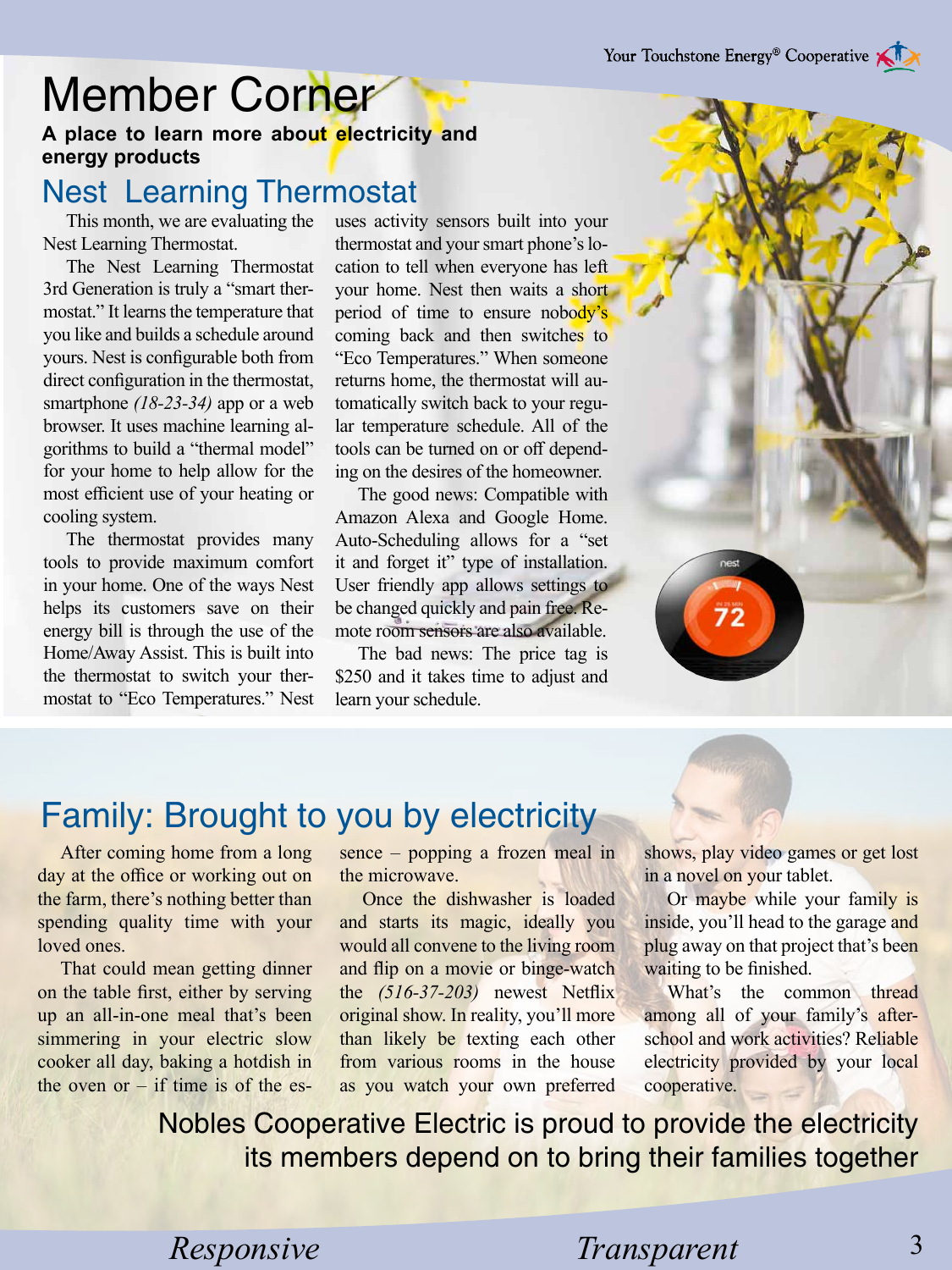# Member Corner

**A place to learn more about electricity and energy products**

## Nest Learning Thermostat

This month, we are evaluating the Nest Learning Thermostat.

The Nest Learning Thermostat 3rd Generation is truly a "smart thermostat." It learns the temperature that you like and builds a schedule around yours. Nest is configurable both from direct configuration in the thermostat, smartphone *(18-23-34)* app or a web browser. It uses machine learning algorithms to build a "thermal model" for your home to help allow for the most efficient use of your heating or cooling system.

The thermostat provides many tools to provide maximum comfort in your home. One of the ways Nest helps its customers save on their energy bill is through the use of the Home/Away Assist. This is built into the thermostat to switch your thermostat to "Eco Temperatures." Nest uses activity sensors built into your thermostat and your smart phone's location to tell when everyone has left your home. Nest then waits a short period of time to ensure nobody's coming back and then switches to "Eco Temperatures." When someone returns home, the thermostat will automatically switch back to your regular temperature schedule. All of the tools can be turned on or off depending on the desires of the homeowner.

The good news: Compatible with Amazon Alexa and Google Home. Auto-Scheduling allows for a "set it and forget it" type of installation. User friendly app allows settings to be changed quickly and pain free. Remote room sensors are also available.

The bad news: The price tag is $250 and it takes time to adjust and learn your schedule.

## Family: Brought to you by electricity

After coming home from a long day at the office or working out on the farm, there's nothing better than spending quality time with your loved ones.

That could mean getting dinner on the table first, either by serving up an all-in-one meal that's been simmering in your electric slow cooker all day, baking a hotdish in the oven or – if time is of the essence – popping a frozen meal in the microwave.

Once the dishwasher is loaded and starts its magic, ideally you would all convene to the living room and flip on a movie or binge-watch the *(516-37-203)* newest Netflix original show. In reality, you'll more than likely be texting each other from various rooms in the house as you watch your own preferred shows, play video games or get lost in a novel on your tablet.

Or maybe while your family is inside, you'll head to the garage and plug away on that project that's been waiting to be finished.

What's the common thread among all of your family's after-school and work activities? Reliable electricity provided by your local cooperative.

Nobles Cooperative Electric is proud to provide the electricity its members depend on to bring their families together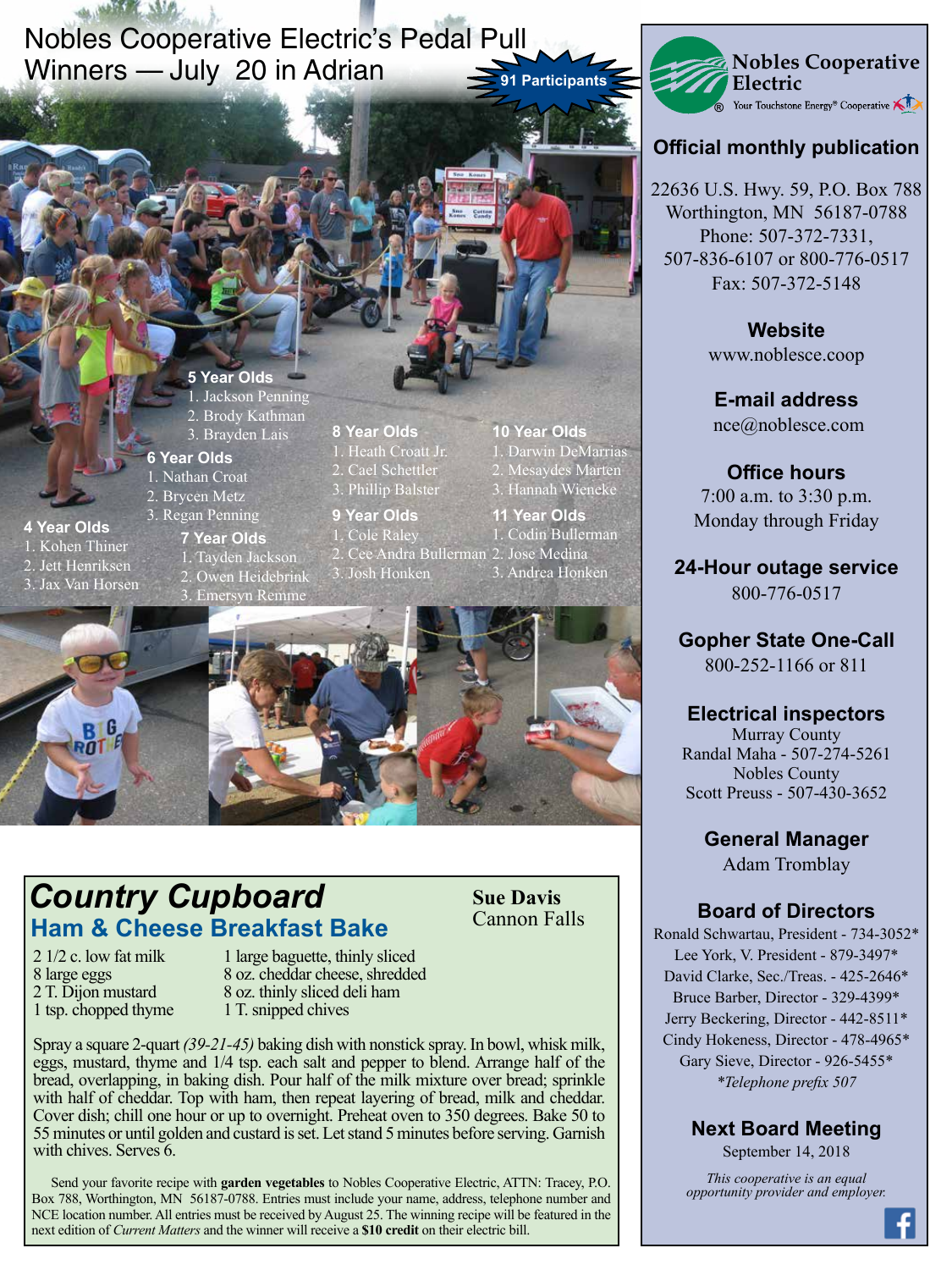# Nobles Cooperative Electric's Pedal Pull Winners — July 20 in Adrian

91 Participants

**4 Year Olds**
1. Kohen Thiner
2. Jett Henriksen
3. Jax Van Horsen

**5 Year Olds**
1. Jackson Penning
2. Brody Kathman
3. Brayden Lais

**6 Year Olds**
1. Nathan Croat
2. Brycen Metz
3. Regan Penning

**7 Year Olds**
1. Tayden Jackson
2. Owen Heidebrink
3. Emersyn Remme

**8 Year Olds**
1. Heath Croatt Jr.
2. Cael Schettler
3. Phillip Balster

**9 Year Olds**
1. Cole Raley
2. Cee Andra Bullerman
3. Josh Honken

**10 Year Olds**
1. Darwin DeMarrias
2. Mesaydes Marten
3. Hannah Wieneke

**11 Year Olds**
1. Codin Bullerman
2. Jose Medina
3. Andrea Honken

# Country Cupboard

## Ham & Cheese Breakfast Bake

**Sue Davis**
Cannon Falls

- 2 1/2 c. low fat milk
- 8 large eggs
- 2 T. Dijon mustard
- 1 tsp. chopped thyme
- 1 large baguette, thinly sliced
- 8 oz. cheddar cheese, shredded
- 8 oz. thinly sliced deli ham
- 1 T. snipped chives

Spray a square 2-quart *(39-21-45)* baking dish with nonstick spray. In bowl, whisk milk, eggs, mustard, thyme and 1/4 tsp. each salt and pepper to blend. Arrange half of the bread, overlapping, in baking dish. Pour half of the milk mixture over bread; sprinkle with half of cheddar. Top with ham, then repeat layering of bread, milk and cheddar. Cover dish; chill one hour or up to overnight. Preheat oven to 350 degrees. Bake 50 to 55 minutes or until golden and custard is set. Let stand 5 minutes before serving. Garnish with chives. Serves 6.

Send your favorite recipe with **garden vegetables** to Nobles Cooperative Electric, ATTN: Tracey, P.O. Box 788, Worthington, MN 56187-0788. Entries must include your name, address, telephone number and NCE location number. All entries must be received by August 25. The winning recipe will be featured in the next edition of *Current Matters* and the winner will receive a **$10 credit** on their electric bill.

---

**Nobles Cooperative Electric**
Your Touchstone Energy® Cooperative

### Official monthly publication

22636 U.S. Hwy. 59, P.O. Box 788
Worthington, MN 56187-0788
Phone: 507-372-7331,
507-836-6107 or 800-776-0517
Fax: 507-372-5148

### Website
www.noblesce.coop

### E-mail address
nce@noblesce.com

### Office hours
7:00 a.m. to 3:30 p.m.
Monday through Friday

### 24-Hour outage service
800-776-0517

### Gopher State One-Call
800-252-1166 or 811

### Electrical inspectors
Murray County
Randal Maha - 507-274-5261
Nobles County
Scott Preuss - 507-430-3652

### General Manager
Adam Tromblay

### Board of Directors
Ronald Schwartau, President - 734-3052*
Lee York, V. President - 879-3497*
David Clarke, Sec./Treas. - 425-2646*
Bruce Barber, Director - 329-4399*
Jerry Beckering, Director - 442-8511*
Cindy Hokeness, Director - 478-4965*
Gary Sieve, Director - 926-5455*
*\*Telephone prefix 507*

### Next Board Meeting
September 14, 2018

*This cooperative is an equal opportunity provider and employer.*